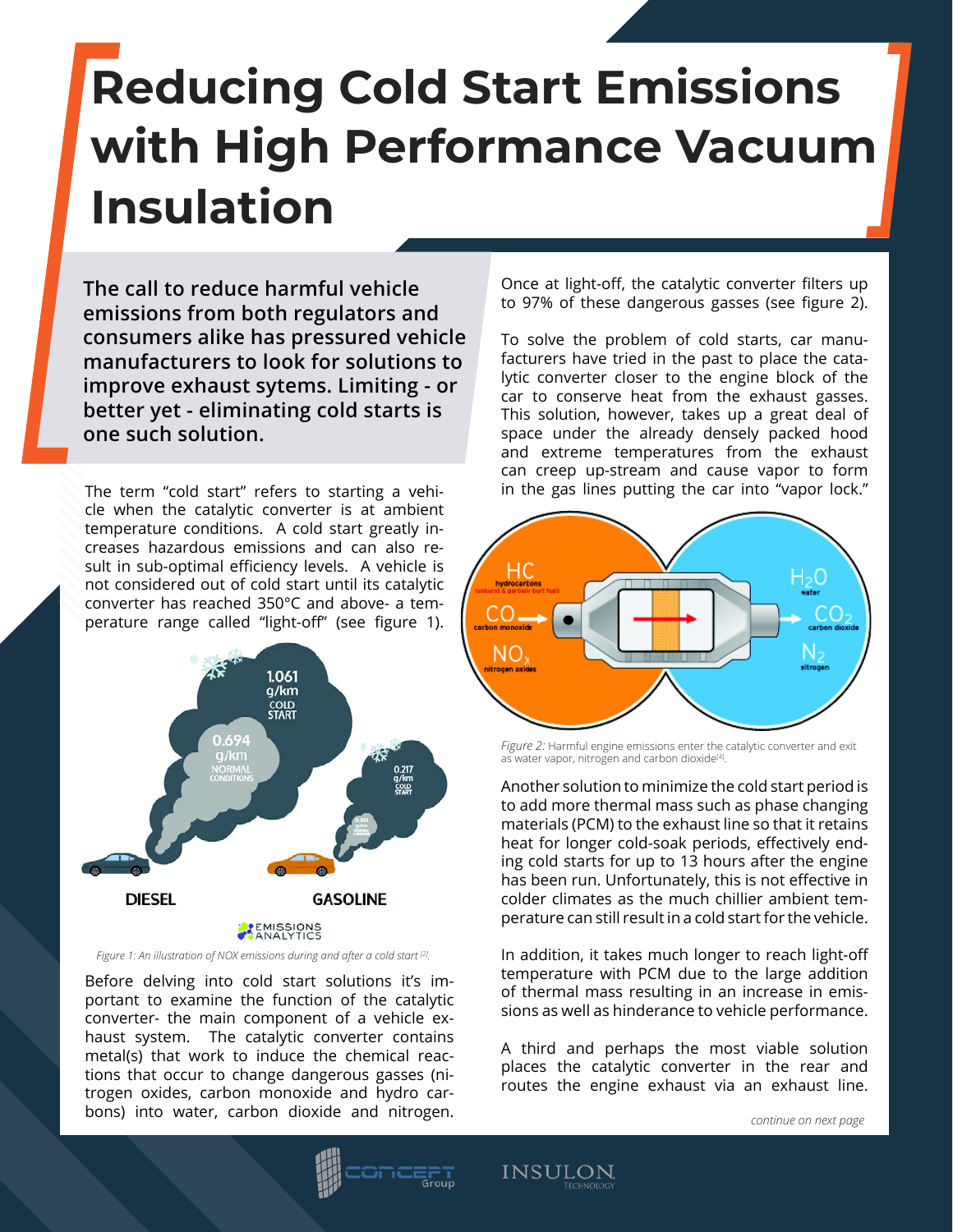# Reducing Cold Start Emissions with High Performance Vacuum Insulation

**The call to reduce harmful vehicle emissions from both regulators and consumers alike has pressured vehicle manufacturers to look for solutions to improve exhaust sytems. Limiting - or better yet - eliminating cold starts is one such solution.**

The term "cold start" refers to starting a vehicle when the catalytic converter is at ambient temperature conditions. A cold start greatly increases hazardous emissions and can also result in sub-optimal efficiency levels. A vehicle is not considered out of cold start until its catalytic converter has reached 350°C and above- a temperature range called "light-off" (see figure 1).

*Figure 1: An illustration of NOX emissions during and after a cold start [2].*

Before delving into cold start solutions it's important to examine the function of the catalytic converter- the main component of a vehicle exhaust system. The catalytic converter contains metal(s) that work to induce the chemical reactions that occur to change dangerous gasses (nitrogen oxides, carbon monoxide and hydro carbons) into water, carbon dioxide and nitrogen. Once at light-off, the catalytic converter filters up to 97% of these dangerous gasses (see figure 2).

To solve the problem of cold starts, car manufacturers have tried in the past to place the catalytic converter closer to the engine block of the car to conserve heat from the exhaust gasses. This solution, however, takes up a great deal of space under the already densely packed hood and extreme temperatures from the exhaust can creep up-stream and cause vapor to form in the gas lines putting the car into "vapor lock."

*Figure 2:* Harmful engine emissions enter the catalytic converter and exit as water vapor, nitrogen and carbon dioxide[4].

Another solution to minimize the cold start period is to add more thermal mass such as phase changing materials (PCM) to the exhaust line so that it retains heat for longer cold-soak periods, effectively ending cold starts for up to 13 hours after the engine has been run. Unfortunately, this is not effective in colder climates as the much chillier ambient temperature can still result in a cold start for the vehicle.

In addition, it takes much longer to reach light-off temperature with PCM due to the large addition of thermal mass resulting in an increase in emissions as well as hinderance to vehicle performance.

A third and perhaps the most viable solution places the catalytic converter in the rear and routes the engine exhaust via an exhaust line.

*continue on next page*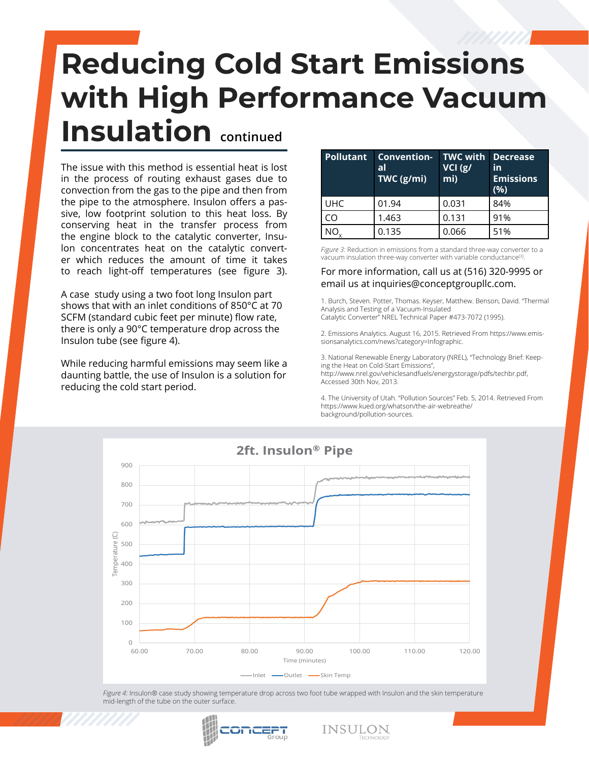# Reducing Cold Start Emissions with High Performance Vacuum Insulation continued

The issue with this method is essential heat is lost in the process of routing exhaust gases due to convection from the gas to the pipe and then from the pipe to the atmosphere. Insulon offers a passive, low footprint solution to this heat loss. By conserving heat in the transfer process from the engine block to the catalytic converter, Insulon concentrates heat on the catalytic converter which reduces the amount of time it takes to reach light-off temperatures (see figure 3).

A case study using a two foot long Insulon part shows that with an inlet conditions of 850°C at 70 SCFM (standard cubic feet per minute) flow rate, there is only a 90°C temperature drop across the Insulon tube (see figure 4).

While reducing harmful emissions may seem like a daunting battle, the use of Insulon is a solution for reducing the cold start period.

| Pollutant | Conventional TWC (g/mi) | TWC with VCI (g/mi) | Decrease in Emissions (%) |
|---|---|---|---|
| UHC | 01.94 | 0.031 | 84% |
| CO | 1.463 | 0.131 | 91% |
| $NO_x$ | 0.135 | 0.066 | 51% |

*Figure 3:* Reduction in emissions from a standard three-way converter to a vacuum insulation three-way converter with variable conductance[3].

For more information, call us at (516) 320-9995 or email us at inquiries@conceptgroupllc.com.

1. Burch, Steven. Potter, Thomas. Keyser, Matthew. Benson, David. "Thermal Analysis and Testing of a Vacuum-Insulated Catalytic Converter" NREL Technical Paper #473-7072 (1995).

2. Emissions Analytics. August 16, 2015. Retrieved From https://www.emissionsanalytics.com/news?category=Infographic.

3. National Renewable Energy Laboratory (NREL), "Technology Brief: Keeping the Heat on Cold-Start Emissions", http://www.nrel.gov/vehiclesandfuels/energystorage/pdfs/techbr.pdf, Accessed 30th Nov, 2013.

4. The University of Utah. "Pollution Sources" Feb. 5, 2014. Retrieved From https://www.kued.org/whatson/the-air-webreathe/background/pollution-sources.

2ft. Insulon® Pipe

Temperature (C)

0
100
200
300
400
500
600
700
800
900

60.00
70.00
80.00
90.00
100.00
110.00
120.00

Time (minutes)

Inlet — Outlet — Skin Temp

*Figure 4:* Insulon® case study showing temperature drop across two foot tube wrapped with Insulon and the skin temperature mid-length of the tube on the outer surface.